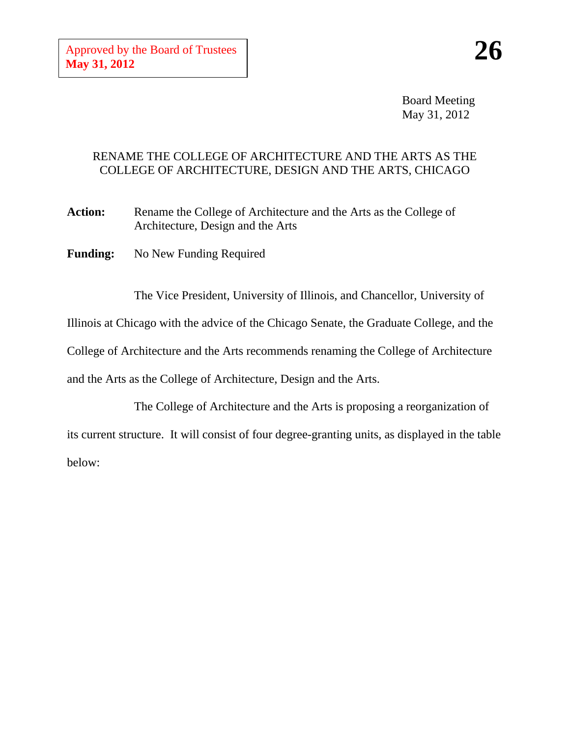Approved by the Board of Trustees
**May 31, 2012**

**26**

Board Meeting
May 31, 2012

RENAME THE COLLEGE OF ARCHITECTURE AND THE ARTS AS THE COLLEGE OF ARCHITECTURE, DESIGN AND THE ARTS, CHICAGO

**Action:** Rename the College of Architecture and the Arts as the College of Architecture, Design and the Arts

**Funding:** No New Funding Required

The Vice President, University of Illinois, and Chancellor, University of Illinois at Chicago with the advice of the Chicago Senate, the Graduate College, and the College of Architecture and the Arts recommends renaming the College of Architecture and the Arts as the College of Architecture, Design and the Arts.

The College of Architecture and the Arts is proposing a reorganization of its current structure. It will consist of four degree-granting units, as displayed in the table below: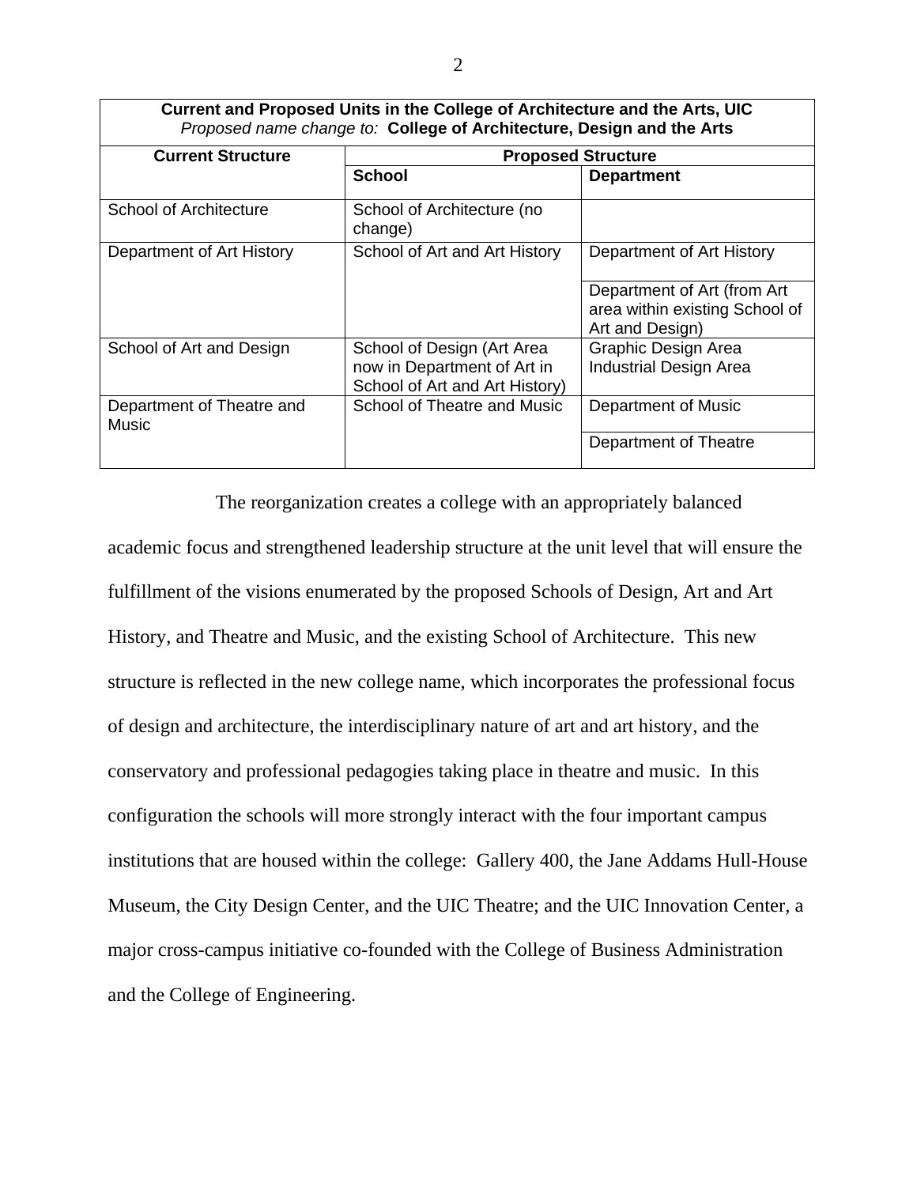| **Current and Proposed Units in the College of Architecture and the Arts, UIC**<br>*Proposed name change to:* **College of Architecture, Design and the Arts** | | |
|---|---|---|
| **Current Structure** | **Proposed Structure** | |
| | **School** | **Department** |
| School of Architecture | School of Architecture (no change) | |
| Department of Art History | School of Art and Art History | Department of Art History |
| | | Department of Art (from Art area within existing School of Art and Design) |
| School of Art and Design | School of Design (Art Area now in Department of Art in School of Art and Art History) | Graphic Design Area<br>Industrial Design Area |
| Department of Theatre and Music | School of Theatre and Music | Department of Music |
| | | Department of Theatre |

The reorganization creates a college with an appropriately balanced academic focus and strengthened leadership structure at the unit level that will ensure the fulfillment of the visions enumerated by the proposed Schools of Design, Art and Art History, and Theatre and Music, and the existing School of Architecture. This new structure is reflected in the new college name, which incorporates the professional focus of design and architecture, the interdisciplinary nature of art and art history, and the conservatory and professional pedagogies taking place in theatre and music. In this configuration the schools will more strongly interact with the four important campus institutions that are housed within the college: Gallery 400, the Jane Addams Hull-House Museum, the City Design Center, and the UIC Theatre; and the UIC Innovation Center, a major cross-campus initiative co-founded with the College of Business Administration and the College of Engineering.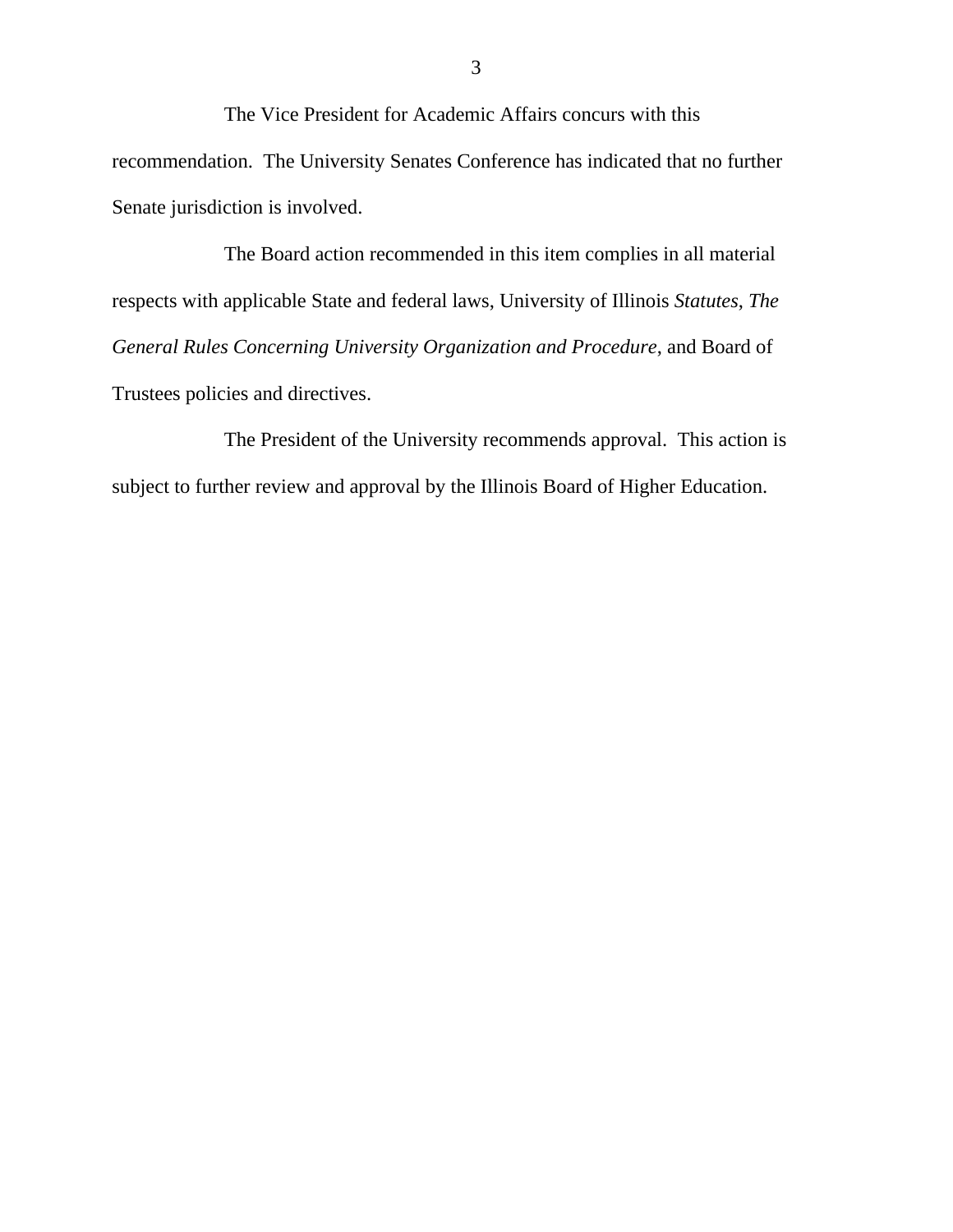The Vice President for Academic Affairs concurs with this recommendation. The University Senates Conference has indicated that no further Senate jurisdiction is involved.

The Board action recommended in this item complies in all material respects with applicable State and federal laws, University of Illinois *Statutes*, *The General Rules Concerning University Organization and Procedure*, and Board of Trustees policies and directives.

The President of the University recommends approval. This action is subject to further review and approval by the Illinois Board of Higher Education.